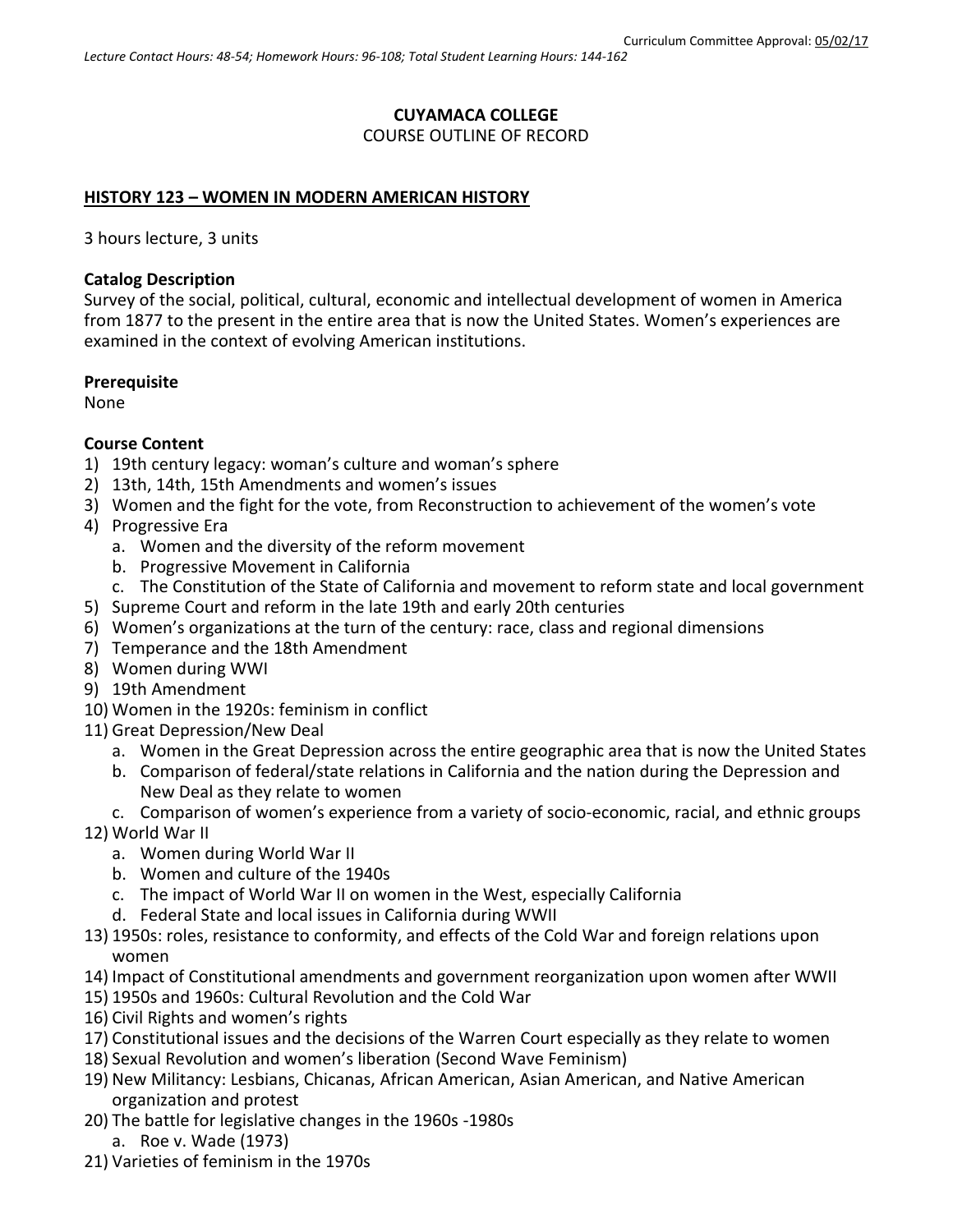Curriculum Committee Approval: 05/02/17

*Lecture Contact Hours: 48-54; Homework Hours: 96-108; Total Student Learning Hours: 144-162*

**CUYAMACA COLLEGE**

COURSE OUTLINE OF RECORD

**HISTORY 123 – WOMEN IN MODERN AMERICAN HISTORY**

3 hours lecture, 3 units

**Catalog Description**

Survey of the social, political, cultural, economic and intellectual development of women in America from 1877 to the present in the entire area that is now the United States. Women's experiences are examined in the context of evolving American institutions.

**Prerequisite**

None

**Course Content**

1) 19th century legacy: woman's culture and woman's sphere
2) 13th, 14th, 15th Amendments and women's issues
3) Women and the fight for the vote, from Reconstruction to achievement of the women's vote
4) Progressive Era
   a. Women and the diversity of the reform movement
   b. Progressive Movement in California
   c. The Constitution of the State of California and movement to reform state and local government
5) Supreme Court and reform in the late 19th and early 20th centuries
6) Women's organizations at the turn of the century: race, class and regional dimensions
7) Temperance and the 18th Amendment
8) Women during WWI
9) 19th Amendment
10) Women in the 1920s: feminism in conflict
11) Great Depression/New Deal
    a. Women in the Great Depression across the entire geographic area that is now the United States
    b. Comparison of federal/state relations in California and the nation during the Depression and New Deal as they relate to women
    c. Comparison of women's experience from a variety of socio-economic, racial, and ethnic groups
12) World War II
    a. Women during World War II
    b. Women and culture of the 1940s
    c. The impact of World War II on women in the West, especially California
    d. Federal State and local issues in California during WWII
13) 1950s: roles, resistance to conformity, and effects of the Cold War and foreign relations upon women
14) Impact of Constitutional amendments and government reorganization upon women after WWII
15) 1950s and 1960s: Cultural Revolution and the Cold War
16) Civil Rights and women's rights
17) Constitutional issues and the decisions of the Warren Court especially as they relate to women
18) Sexual Revolution and women's liberation (Second Wave Feminism)
19) New Militancy: Lesbians, Chicanas, African American, Asian American, and Native American organization and protest
20) The battle for legislative changes in the 1960s -1980s
    a. Roe v. Wade (1973)
21) Varieties of feminism in the 1970s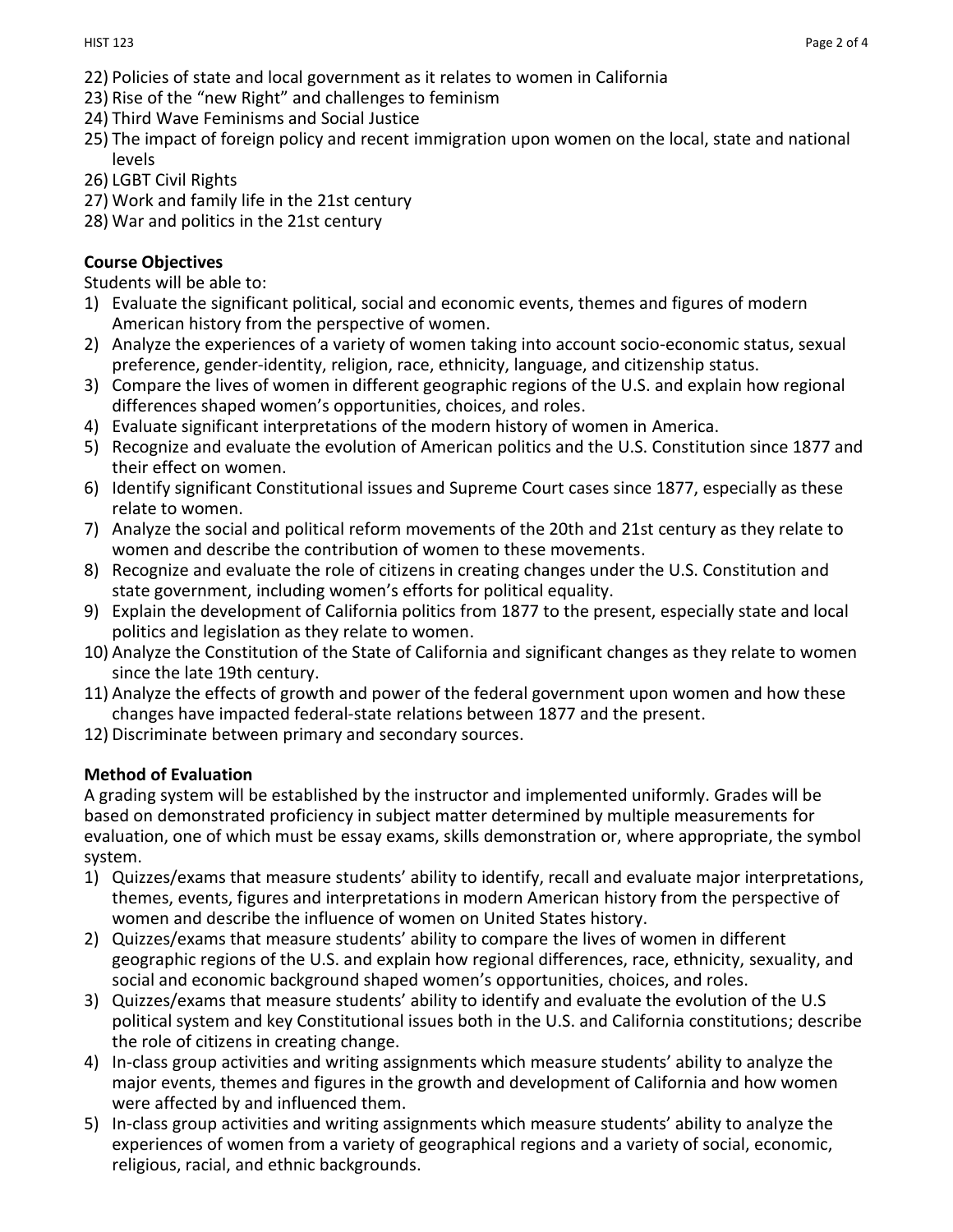22) Policies of state and local government as it relates to women in California
23) Rise of the "new Right" and challenges to feminism
24) Third Wave Feminisms and Social Justice
25) The impact of foreign policy and recent immigration upon women on the local, state and national levels
26) LGBT Civil Rights
27) Work and family life in the 21st century
28) War and politics in the 21st century

**Course Objectives**

Students will be able to:

1) Evaluate the significant political, social and economic events, themes and figures of modern American history from the perspective of women.
2) Analyze the experiences of a variety of women taking into account socio-economic status, sexual preference, gender-identity, religion, race, ethnicity, language, and citizenship status.
3) Compare the lives of women in different geographic regions of the U.S. and explain how regional differences shaped women's opportunities, choices, and roles.
4) Evaluate significant interpretations of the modern history of women in America.
5) Recognize and evaluate the evolution of American politics and the U.S. Constitution since 1877 and their effect on women.
6) Identify significant Constitutional issues and Supreme Court cases since 1877, especially as these relate to women.
7) Analyze the social and political reform movements of the 20th and 21st century as they relate to women and describe the contribution of women to these movements.
8) Recognize and evaluate the role of citizens in creating changes under the U.S. Constitution and state government, including women's efforts for political equality.
9) Explain the development of California politics from 1877 to the present, especially state and local politics and legislation as they relate to women.
10) Analyze the Constitution of the State of California and significant changes as they relate to women since the late 19th century.
11) Analyze the effects of growth and power of the federal government upon women and how these changes have impacted federal-state relations between 1877 and the present.
12) Discriminate between primary and secondary sources.

**Method of Evaluation**

A grading system will be established by the instructor and implemented uniformly. Grades will be based on demonstrated proficiency in subject matter determined by multiple measurements for evaluation, one of which must be essay exams, skills demonstration or, where appropriate, the symbol system.

1) Quizzes/exams that measure students' ability to identify, recall and evaluate major interpretations, themes, events, figures and interpretations in modern American history from the perspective of women and describe the influence of women on United States history.
2) Quizzes/exams that measure students' ability to compare the lives of women in different geographic regions of the U.S. and explain how regional differences, race, ethnicity, sexuality, and social and economic background shaped women's opportunities, choices, and roles.
3) Quizzes/exams that measure students' ability to identify and evaluate the evolution of the U.S political system and key Constitutional issues both in the U.S. and California constitutions; describe the role of citizens in creating change.
4) In-class group activities and writing assignments which measure students' ability to analyze the major events, themes and figures in the growth and development of California and how women were affected by and influenced them.
5) In-class group activities and writing assignments which measure students' ability to analyze the experiences of women from a variety of geographical regions and a variety of social, economic, religious, racial, and ethnic backgrounds.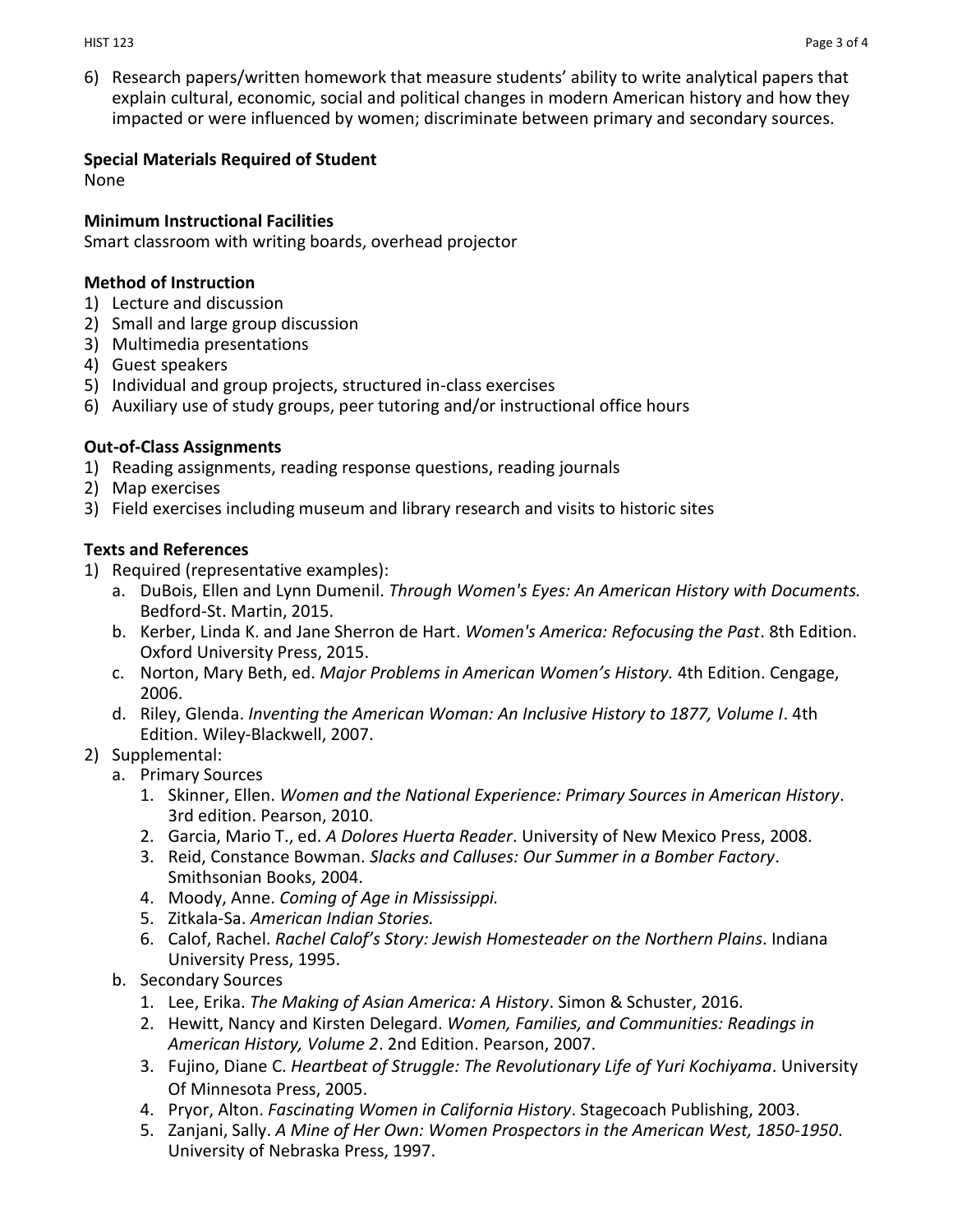6) Research papers/written homework that measure students' ability to write analytical papers that explain cultural, economic, social and political changes in modern American history and how they impacted or were influenced by women; discriminate between primary and secondary sources.

**Special Materials Required of Student**
None

**Minimum Instructional Facilities**
Smart classroom with writing boards, overhead projector

**Method of Instruction**
1) Lecture and discussion
2) Small and large group discussion
3) Multimedia presentations
4) Guest speakers
5) Individual and group projects, structured in-class exercises
6) Auxiliary use of study groups, peer tutoring and/or instructional office hours

**Out-of-Class Assignments**
1) Reading assignments, reading response questions, reading journals
2) Map exercises
3) Field exercises including museum and library research and visits to historic sites

**Texts and References**
1) Required (representative examples):
   a. DuBois, Ellen and Lynn Dumenil. *Through Women's Eyes: An American History with Documents.* Bedford-St. Martin, 2015.
   b. Kerber, Linda K. and Jane Sherron de Hart. *Women's America: Refocusing the Past*. 8th Edition. Oxford University Press, 2015.
   c. Norton, Mary Beth, ed. *Major Problems in American Women's History.* 4th Edition. Cengage, 2006.
   d. Riley, Glenda. *Inventing the American Woman: An Inclusive History to 1877, Volume I*. 4th Edition. Wiley-Blackwell, 2007.
2) Supplemental:
   a. Primary Sources
      1. Skinner, Ellen. *Women and the National Experience: Primary Sources in American History*. 3rd edition. Pearson, 2010.
      2. Garcia, Mario T., ed. *A Dolores Huerta Reader*. University of New Mexico Press, 2008.
      3. Reid, Constance Bowman. *Slacks and Calluses: Our Summer in a Bomber Factory*. Smithsonian Books, 2004.
      4. Moody, Anne. *Coming of Age in Mississippi.*
      5. Zitkala-Sa. *American Indian Stories.*
      6. Calof, Rachel. *Rachel Calof's Story: Jewish Homesteader on the Northern Plains*. Indiana University Press, 1995.
   b. Secondary Sources
      1. Lee, Erika. *The Making of Asian America: A History*. Simon & Schuster, 2016.
      2. Hewitt, Nancy and Kirsten Delegard. *Women, Families, and Communities: Readings in American History, Volume 2*. 2nd Edition. Pearson, 2007.
      3. Fujino, Diane C. *Heartbeat of Struggle: The Revolutionary Life of Yuri Kochiyama*. University Of Minnesota Press, 2005.
      4. Pryor, Alton. *Fascinating Women in California History*. Stagecoach Publishing, 2003.
      5. Zanjani, Sally. *A Mine of Her Own: Women Prospectors in the American West, 1850-1950*. University of Nebraska Press, 1997.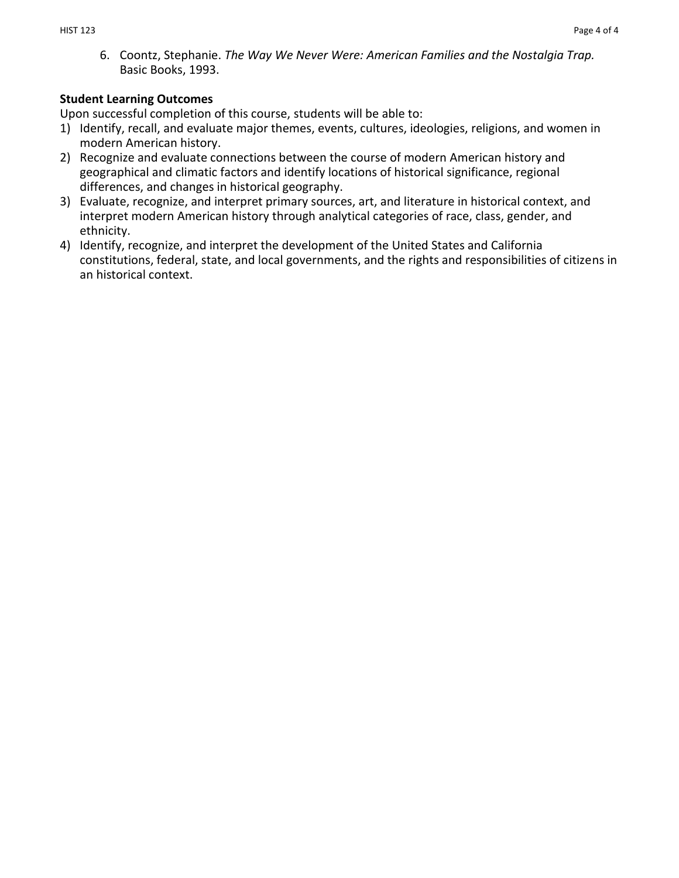6. Coontz, Stephanie. *The Way We Never Were: American Families and the Nostalgia Trap.* Basic Books, 1993.

**Student Learning Outcomes**

Upon successful completion of this course, students will be able to:

1) Identify, recall, and evaluate major themes, events, cultures, ideologies, religions, and women in modern American history.
2) Recognize and evaluate connections between the course of modern American history and geographical and climatic factors and identify locations of historical significance, regional differences, and changes in historical geography.
3) Evaluate, recognize, and interpret primary sources, art, and literature in historical context, and interpret modern American history through analytical categories of race, class, gender, and ethnicity.
4) Identify, recognize, and interpret the development of the United States and California constitutions, federal, state, and local governments, and the rights and responsibilities of citizens in an historical context.